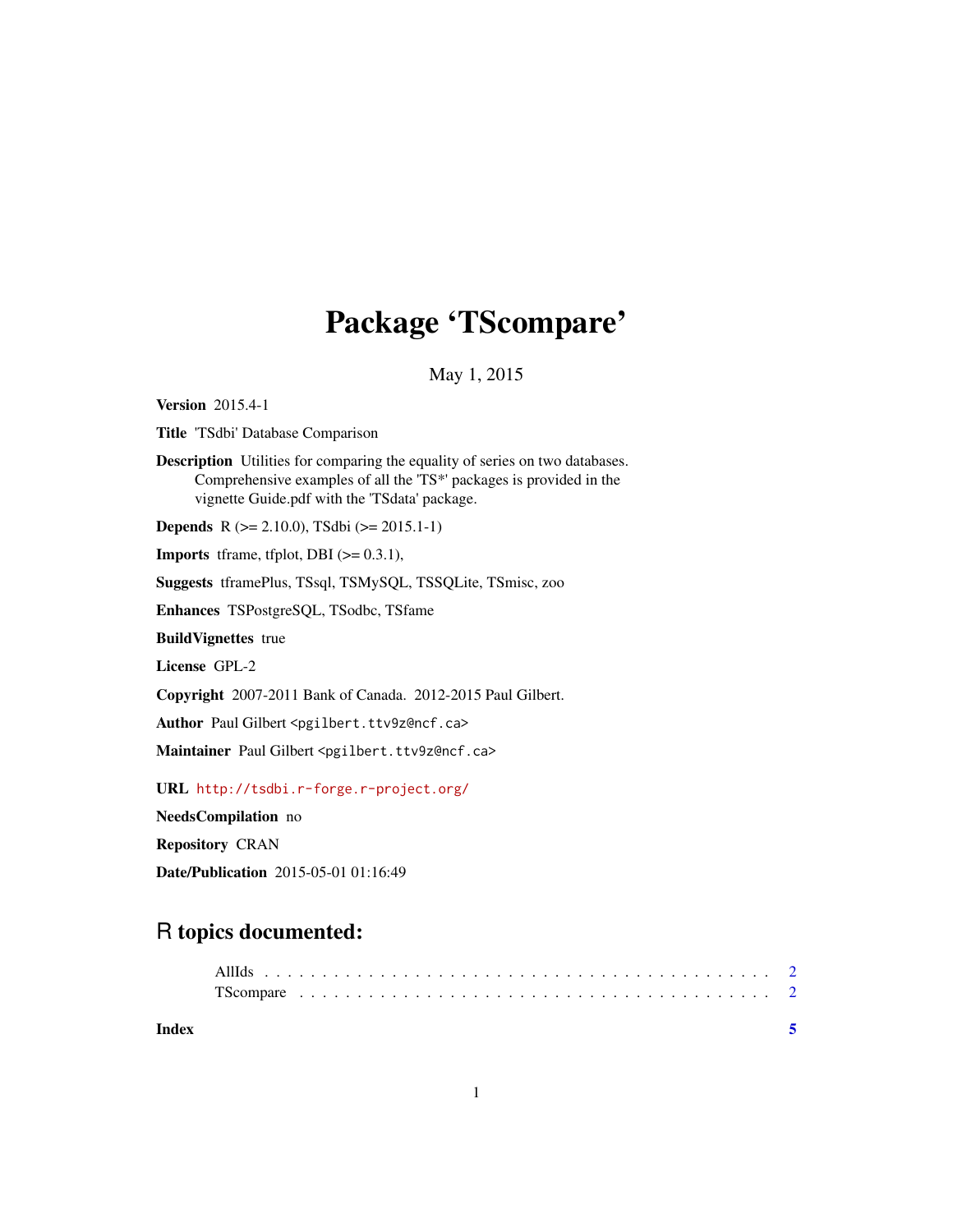# Package 'TScompare'

May 1, 2015

**Version** 2015.4-1

**Title** 'TSdbi' Database Comparison

**Description** Utilities for comparing the equality of series on two databases.
Comprehensive examples of all the 'TS*' packages is provided in the
vignette Guide.pdf with the 'TSdata' package.

**Depends** R (>= 2.10.0), TSdbi (>= 2015.1-1)

**Imports** tframe, tfplot, DBI (>= 0.3.1),

**Suggests** tframePlus, TSsql, TSMySQL, TSSQLite, TSmisc, zoo

**Enhances** TSPostgreSQL, TSodbc, TSfame

**BuildVignettes** true

**License** GPL-2

**Copyright** 2007-2011 Bank of Canada. 2012-2015 Paul Gilbert.

**Author** Paul Gilbert <pgilbert.ttv9z@ncf.ca>

**Maintainer** Paul Gilbert <pgilbert.ttv9z@ncf.ca>

**URL** http://tsdbi.r-forge.r-project.org/

**NeedsCompilation** no

**Repository** CRAN

**Date/Publication** 2015-05-01 01:16:49

## R topics documented:

AllIds . . . . . . . . . . . . . . . . . . . . . . . . . . . . . . . . . . . . . . . . . 2
TScompare . . . . . . . . . . . . . . . . . . . . . . . . . . . . . . . . . . . . . . . 2

**Index** 5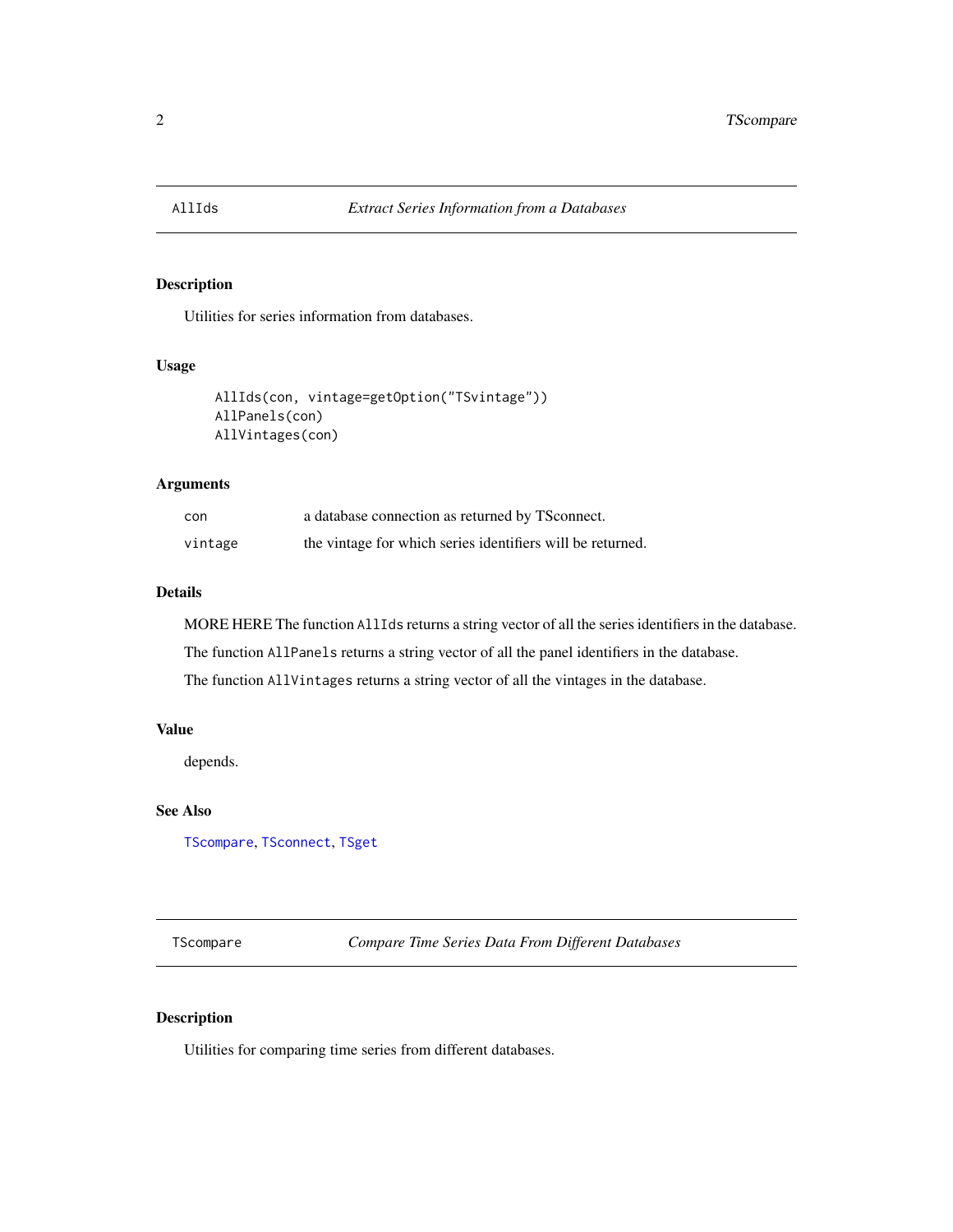## AllIds — *Extract Series Information from a Databases*

### Description

Utilities for series information from databases.

### Usage

```
AllIds(con, vintage=getOption("TSvintage"))
AllPanels(con)
AllVintages(con)
```

### Arguments

| | |
|---|---|
| con | a database connection as returned by TSconnect. |
| vintage | the vintage for which series identifiers will be returned. |

### Details

MORE HERE The function `AllIds` returns a string vector of all the series identifiers in the database.

The function `AllPanels` returns a string vector of all the panel identifiers in the database.

The function `AllVintages` returns a string vector of all the vintages in the database.

### Value

depends.

### See Also

`TScompare`, `TSconnect`, `TSget`

## TScompare — *Compare Time Series Data From Different Databases*

### Description

Utilities for comparing time series from different databases.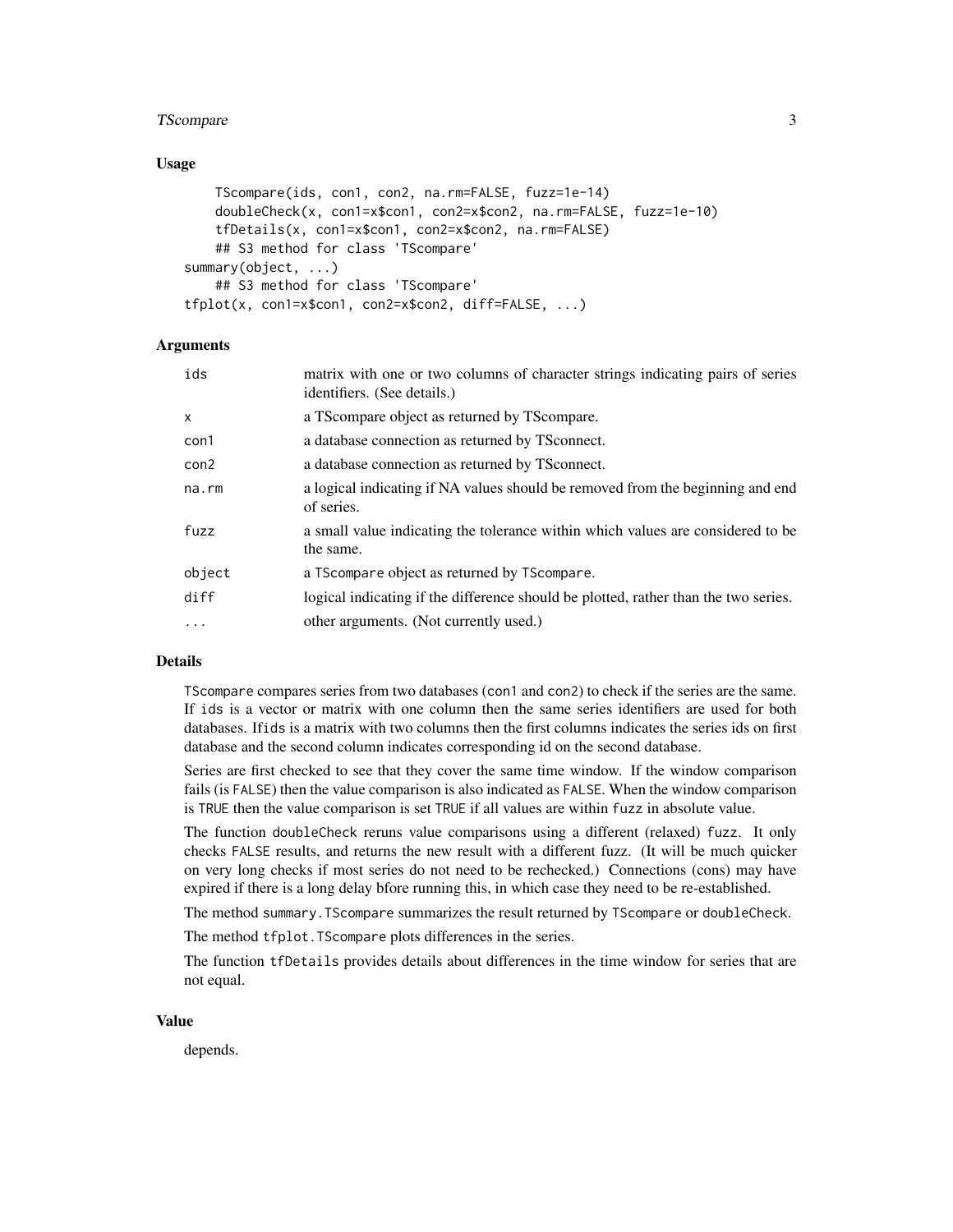## Usage

```
    TScompare(ids, con1, con2, na.rm=FALSE, fuzz=1e-14)
    doubleCheck(x, con1=x$con1, con2=x$con2, na.rm=FALSE, fuzz=1e-10)
    tfDetails(x, con1=x$con1, con2=x$con2, na.rm=FALSE)
    ## S3 method for class 'TScompare'
summary(object, ...)
    ## S3 method for class 'TScompare'
tfplot(x, con1=x$con1, con2=x$con2, diff=FALSE, ...)
```

## Arguments

| | |
|---|---|
| `ids` | matrix with one or two columns of character strings indicating pairs of series identifiers. (See details.) |
| `x` | a TScompare object as returned by TScompare. |
| `con1` | a database connection as returned by TSconnect. |
| `con2` | a database connection as returned by TSconnect. |
| `na.rm` | a logical indicating if NA values should be removed from the beginning and end of series. |
| `fuzz` | a small value indicating the tolerance within which values are considered to be the same. |
| `object` | a `TScompare` object as returned by `TScompare`. |
| `diff` | logical indicating if the difference should be plotted, rather than the two series. |
| `...` | other arguments. (Not currently used.) |

## Details

`TScompare` compares series from two databases (`con1` and `con2`) to check if the series are the same. If `ids` is a vector or matrix with one column then the same series identifiers are used for both databases. If`ids` is a matrix with two columns then the first columns indicates the series ids on first database and the second column indicates corresponding id on the second database.

Series are first checked to see that they cover the same time window. If the window comparison fails (is `FALSE`) then the value comparison is also indicated as `FALSE`. When the window comparison is `TRUE` then the value comparison is set `TRUE` if all values are within `fuzz` in absolute value.

The function `doubleCheck` reruns value comparisons using a different (relaxed) `fuzz`. It only checks `FALSE` results, and returns the new result with a different fuzz. (It will be much quicker on very long checks if most series do not need to be rechecked.) Connections (cons) may have expired if there is a long delay bfore running this, in which case they need to be re-established.

The method `summary.TScompare` summarizes the result returned by `TScompare` or `doubleCheck`.

The method `tfplot.TScompare` plots differences in the series.

The function `tfDetails` provides details about differences in the time window for series that are not equal.

## Value

depends.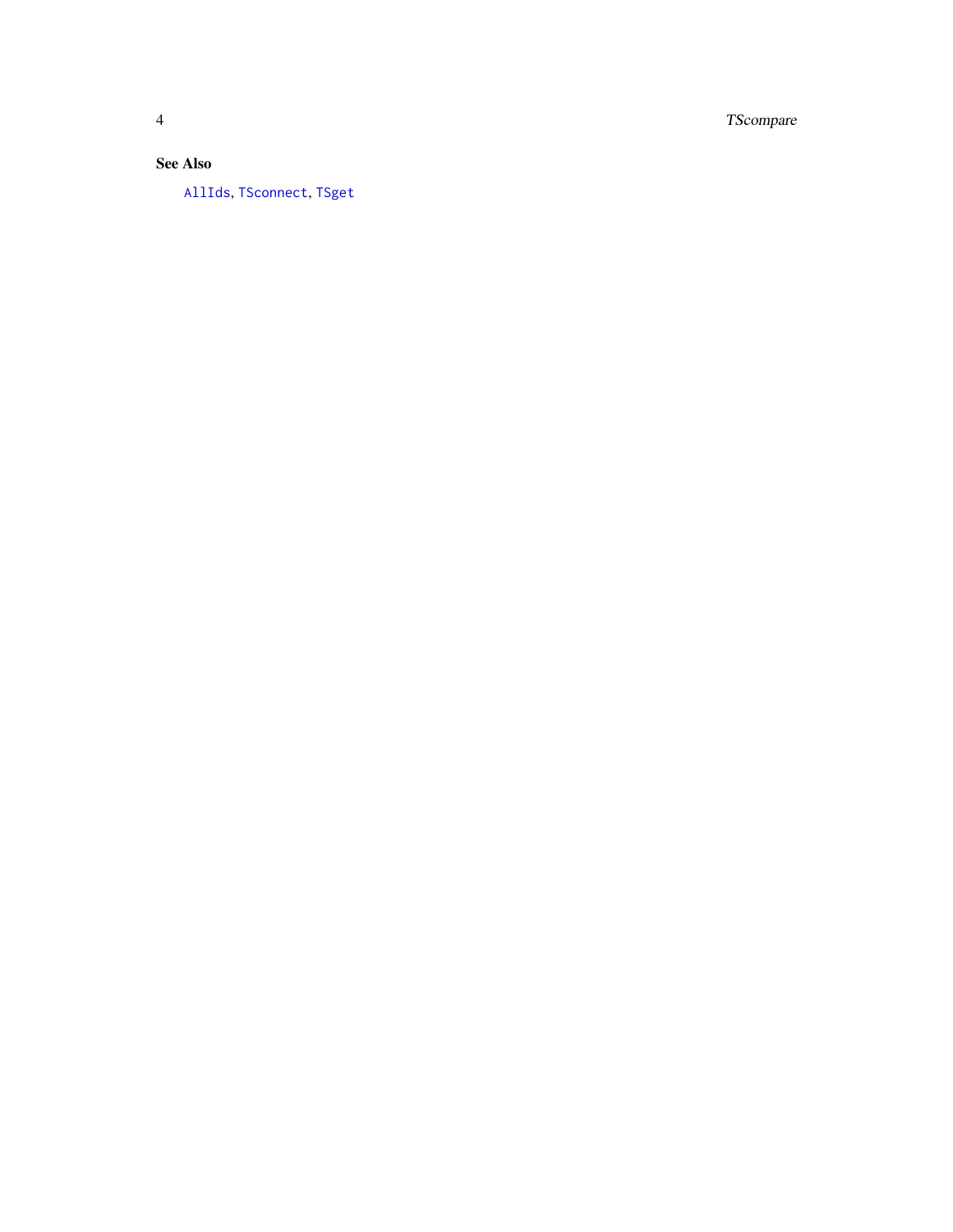## See Also

`AllIds`, `TSconnect`, `TSget`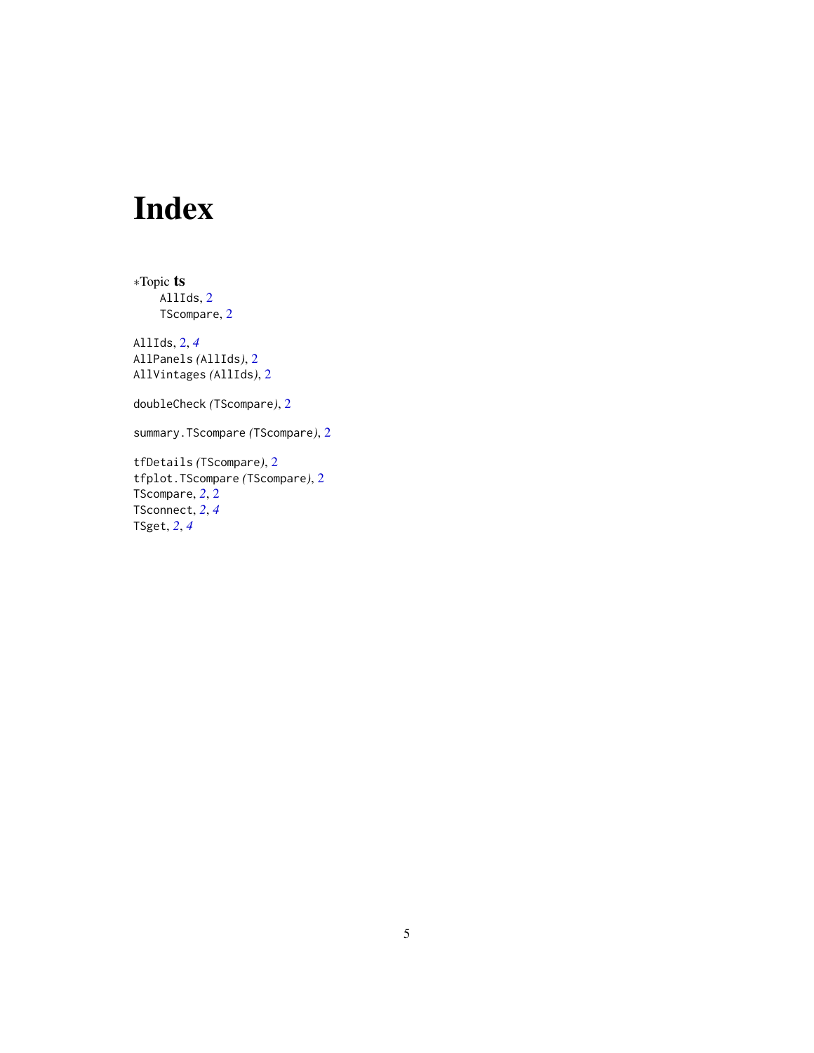# Index

*Topic **ts**
  AllIds, 2
  TScompare, 2

AllIds, 2, *4*
AllPanels *(*AllIds*)*, 2
AllVintages *(*AllIds*)*, 2

doubleCheck *(*TScompare*)*, 2

summary.TScompare *(*TScompare*)*, 2

tfDetails *(*TScompare*)*, 2
tfplot.TScompare *(*TScompare*)*, 2
TScompare, *2*, 2
TSconnect, *2*, *4*
TSget, *2*, *4*